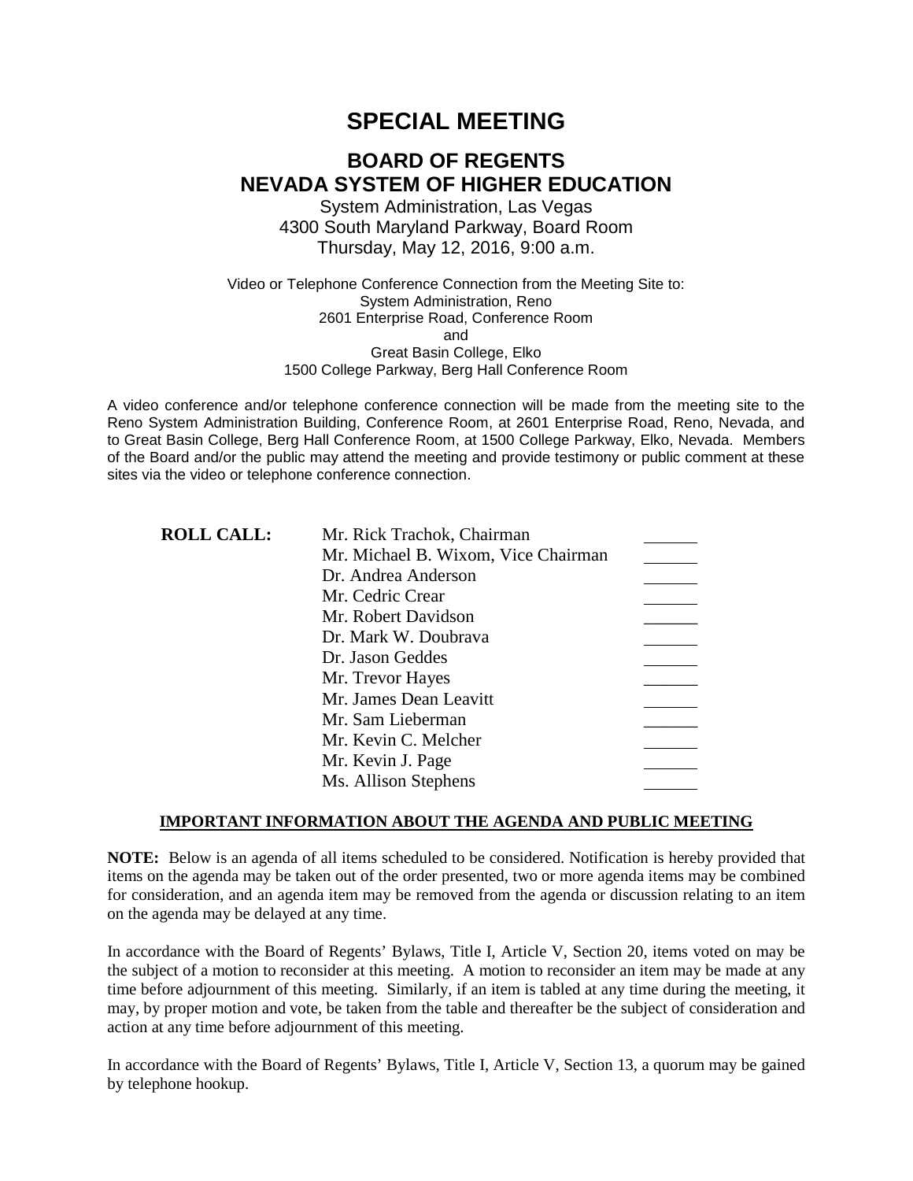# SPECIAL MEETING

## BOARD OF REGENTS
## NEVADA SYSTEM OF HIGHER EDUCATION

System Administration, Las Vegas
4300 South Maryland Parkway, Board Room
Thursday, May 12, 2016, 9:00 a.m.

Video or Telephone Conference Connection from the Meeting Site to:
System Administration, Reno
2601 Enterprise Road, Conference Room
and
Great Basin College, Elko
1500 College Parkway, Berg Hall Conference Room

A video conference and/or telephone conference connection will be made from the meeting site to the Reno System Administration Building, Conference Room, at 2601 Enterprise Road, Reno, Nevada, and to Great Basin College, Berg Hall Conference Room, at 1500 College Parkway, Elko, Nevada. Members of the Board and/or the public may attend the meeting and provide testimony or public comment at these sites via the video or telephone conference connection.

| **ROLL CALL:** | | |
|---|---|---|
| | Mr. Rick Trachok, Chairman | ______ |
| | Mr. Michael B. Wixom, Vice Chairman | ______ |
| | Dr. Andrea Anderson | ______ |
| | Mr. Cedric Crear | ______ |
| | Mr. Robert Davidson | ______ |
| | Dr. Mark W. Doubrava | ______ |
| | Dr. Jason Geddes | ______ |
| | Mr. Trevor Hayes | ______ |
| | Mr. James Dean Leavitt | ______ |
| | Mr. Sam Lieberman | ______ |
| | Mr. Kevin C. Melcher | ______ |
| | Mr. Kevin J. Page | ______ |
| | Ms. Allison Stephens | ______ |

**IMPORTANT INFORMATION ABOUT THE AGENDA AND PUBLIC MEETING**

**NOTE:** Below is an agenda of all items scheduled to be considered. Notification is hereby provided that items on the agenda may be taken out of the order presented, two or more agenda items may be combined for consideration, and an agenda item may be removed from the agenda or discussion relating to an item on the agenda may be delayed at any time.

In accordance with the Board of Regents' Bylaws, Title I, Article V, Section 20, items voted on may be the subject of a motion to reconsider at this meeting. A motion to reconsider an item may be made at any time before adjournment of this meeting. Similarly, if an item is tabled at any time during the meeting, it may, by proper motion and vote, be taken from the table and thereafter be the subject of consideration and action at any time before adjournment of this meeting.

In accordance with the Board of Regents' Bylaws, Title I, Article V, Section 13, a quorum may be gained by telephone hookup.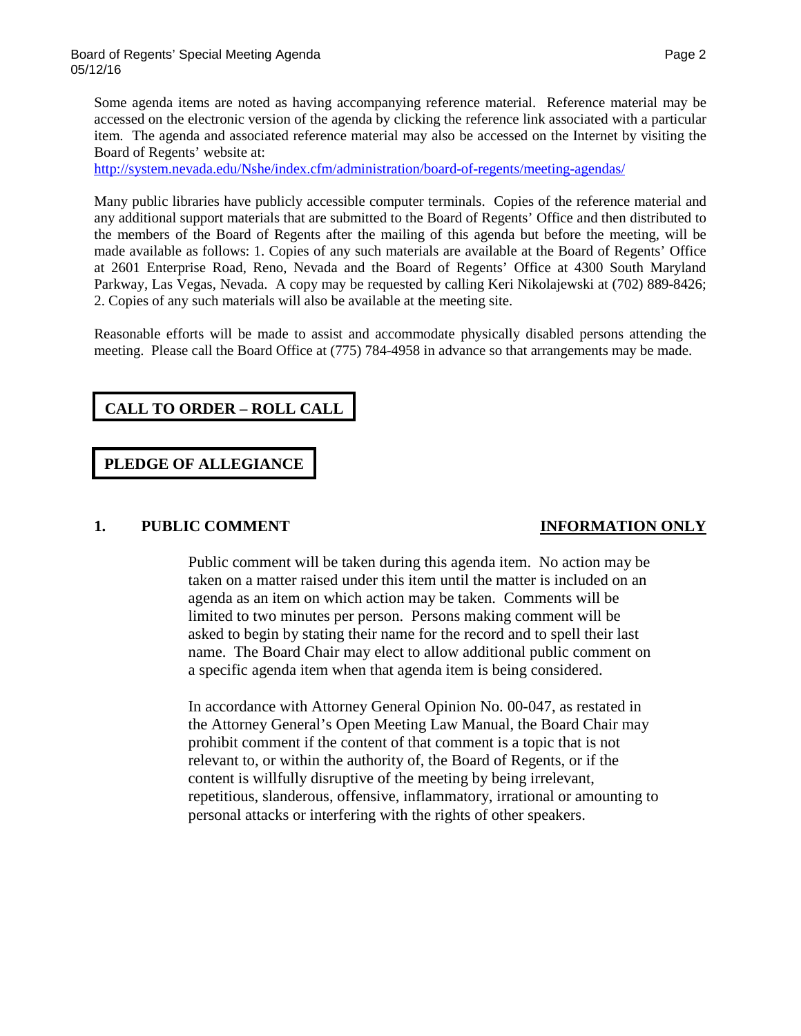Some agenda items are noted as having accompanying reference material. Reference material may be accessed on the electronic version of the agenda by clicking the reference link associated with a particular item. The agenda and associated reference material may also be accessed on the Internet by visiting the Board of Regents' website at:
http://system.nevada.edu/Nshe/index.cfm/administration/board-of-regents/meeting-agendas/

Many public libraries have publicly accessible computer terminals. Copies of the reference material and any additional support materials that are submitted to the Board of Regents' Office and then distributed to the members of the Board of Regents after the mailing of this agenda but before the meeting, will be made available as follows: 1. Copies of any such materials are available at the Board of Regents' Office at 2601 Enterprise Road, Reno, Nevada and the Board of Regents' Office at 4300 South Maryland Parkway, Las Vegas, Nevada. A copy may be requested by calling Keri Nikolajewski at (702) 889-8426; 2. Copies of any such materials will also be available at the meeting site.

Reasonable efforts will be made to assist and accommodate physically disabled persons attending the meeting. Please call the Board Office at (775) 784-4958 in advance so that arrangements may be made.

## CALL TO ORDER – ROLL CALL

## PLEDGE OF ALLEGIANCE

### 1. PUBLIC COMMENT — INFORMATION ONLY

Public comment will be taken during this agenda item. No action may be taken on a matter raised under this item until the matter is included on an agenda as an item on which action may be taken. Comments will be limited to two minutes per person. Persons making comment will be asked to begin by stating their name for the record and to spell their last name. The Board Chair may elect to allow additional public comment on a specific agenda item when that agenda item is being considered.

In accordance with Attorney General Opinion No. 00-047, as restated in the Attorney General's Open Meeting Law Manual, the Board Chair may prohibit comment if the content of that comment is a topic that is not relevant to, or within the authority of, the Board of Regents, or if the content is willfully disruptive of the meeting by being irrelevant, repetitious, slanderous, offensive, inflammatory, irrational or amounting to personal attacks or interfering with the rights of other speakers.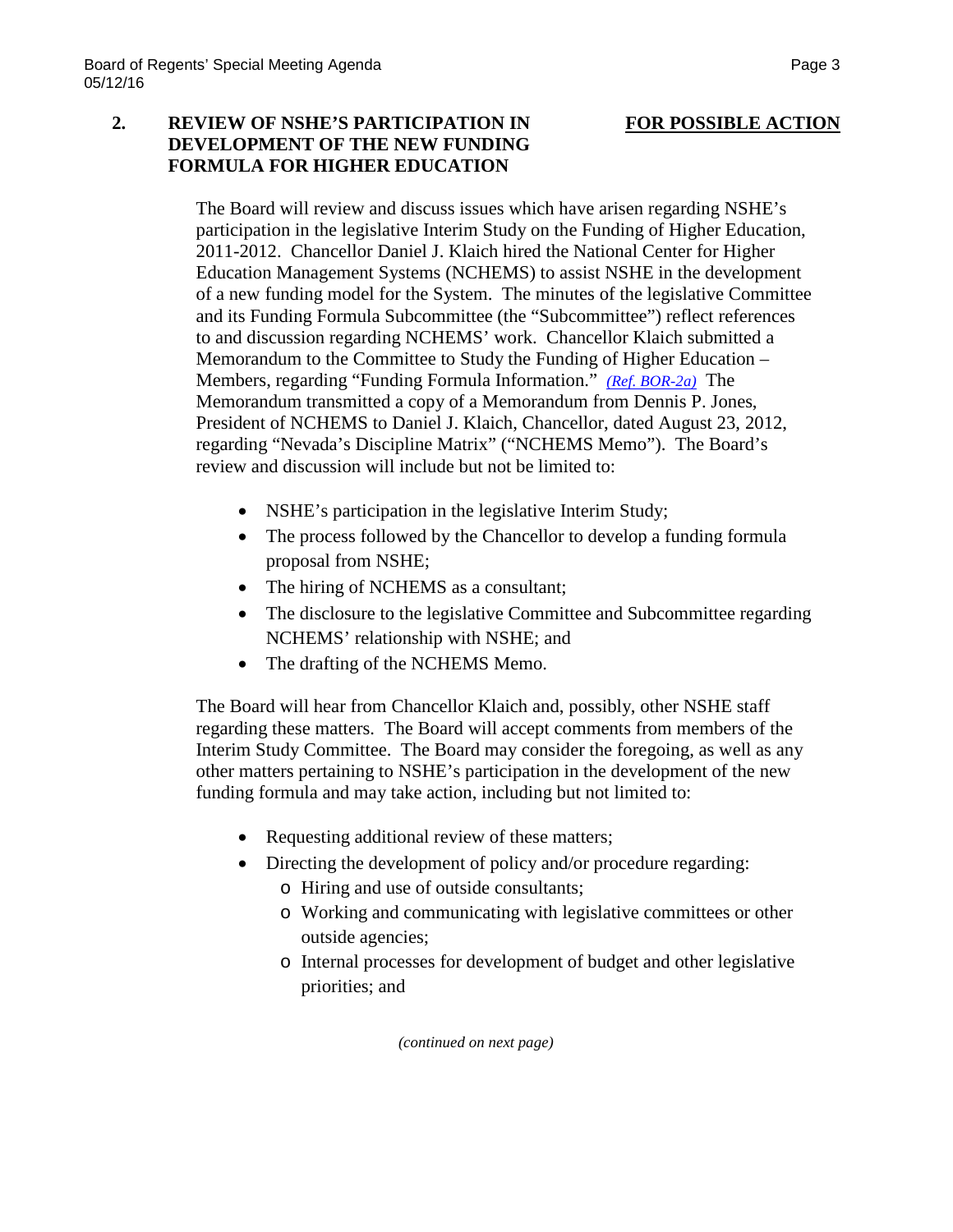## 2. REVIEW OF NSHE'S PARTICIPATION IN DEVELOPMENT OF THE NEW FUNDING FORMULA FOR HIGHER EDUCATION

**FOR POSSIBLE ACTION**

The Board will review and discuss issues which have arisen regarding NSHE's participation in the legislative Interim Study on the Funding of Higher Education, 2011-2012. Chancellor Daniel J. Klaich hired the National Center for Higher Education Management Systems (NCHEMS) to assist NSHE in the development of a new funding model for the System. The minutes of the legislative Committee and its Funding Formula Subcommittee (the "Subcommittee") reflect references to and discussion regarding NCHEMS' work. Chancellor Klaich submitted a Memorandum to the Committee to Study the Funding of Higher Education – Members, regarding "Funding Formula Information." *(Ref. BOR-2a)* The Memorandum transmitted a copy of a Memorandum from Dennis P. Jones, President of NCHEMS to Daniel J. Klaich, Chancellor, dated August 23, 2012, regarding "Nevada's Discipline Matrix" ("NCHEMS Memo"). The Board's review and discussion will include but not be limited to:

- NSHE's participation in the legislative Interim Study;
- The process followed by the Chancellor to develop a funding formula proposal from NSHE;
- The hiring of NCHEMS as a consultant;
- The disclosure to the legislative Committee and Subcommittee regarding NCHEMS' relationship with NSHE; and
- The drafting of the NCHEMS Memo.

The Board will hear from Chancellor Klaich and, possibly, other NSHE staff regarding these matters. The Board will accept comments from members of the Interim Study Committee. The Board may consider the foregoing, as well as any other matters pertaining to NSHE's participation in the development of the new funding formula and may take action, including but not limited to:

- Requesting additional review of these matters;
- Directing the development of policy and/or procedure regarding:
  - Hiring and use of outside consultants;
  - Working and communicating with legislative committees or other outside agencies;
  - Internal processes for development of budget and other legislative priorities; and

*(continued on next page)*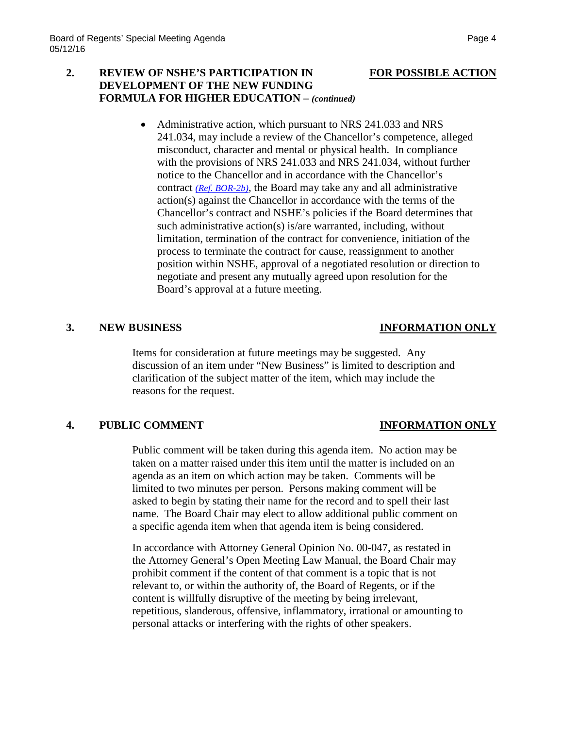## 2. REVIEW OF NSHE'S PARTICIPATION IN DEVELOPMENT OF THE NEW FUNDING FORMULA FOR HIGHER EDUCATION – *(continued)* — FOR POSSIBLE ACTION

- Administrative action, which pursuant to NRS 241.033 and NRS 241.034, may include a review of the Chancellor's competence, alleged misconduct, character and mental or physical health. In compliance with the provisions of NRS 241.033 and NRS 241.034, without further notice to the Chancellor and in accordance with the Chancellor's contract *(Ref. BOR-2b)*, the Board may take any and all administrative action(s) against the Chancellor in accordance with the terms of the Chancellor's contract and NSHE's policies if the Board determines that such administrative action(s) is/are warranted, including, without limitation, termination of the contract for convenience, initiation of the process to terminate the contract for cause, reassignment to another position within NSHE, approval of a negotiated resolution or direction to negotiate and present any mutually agreed upon resolution for the Board's approval at a future meeting.

## 3. NEW BUSINESS — INFORMATION ONLY

Items for consideration at future meetings may be suggested. Any discussion of an item under "New Business" is limited to description and clarification of the subject matter of the item, which may include the reasons for the request.

## 4. PUBLIC COMMENT — INFORMATION ONLY

Public comment will be taken during this agenda item. No action may be taken on a matter raised under this item until the matter is included on an agenda as an item on which action may be taken. Comments will be limited to two minutes per person. Persons making comment will be asked to begin by stating their name for the record and to spell their last name. The Board Chair may elect to allow additional public comment on a specific agenda item when that agenda item is being considered.

In accordance with Attorney General Opinion No. 00-047, as restated in the Attorney General's Open Meeting Law Manual, the Board Chair may prohibit comment if the content of that comment is a topic that is not relevant to, or within the authority of, the Board of Regents, or if the content is willfully disruptive of the meeting by being irrelevant, repetitious, slanderous, offensive, inflammatory, irrational or amounting to personal attacks or interfering with the rights of other speakers.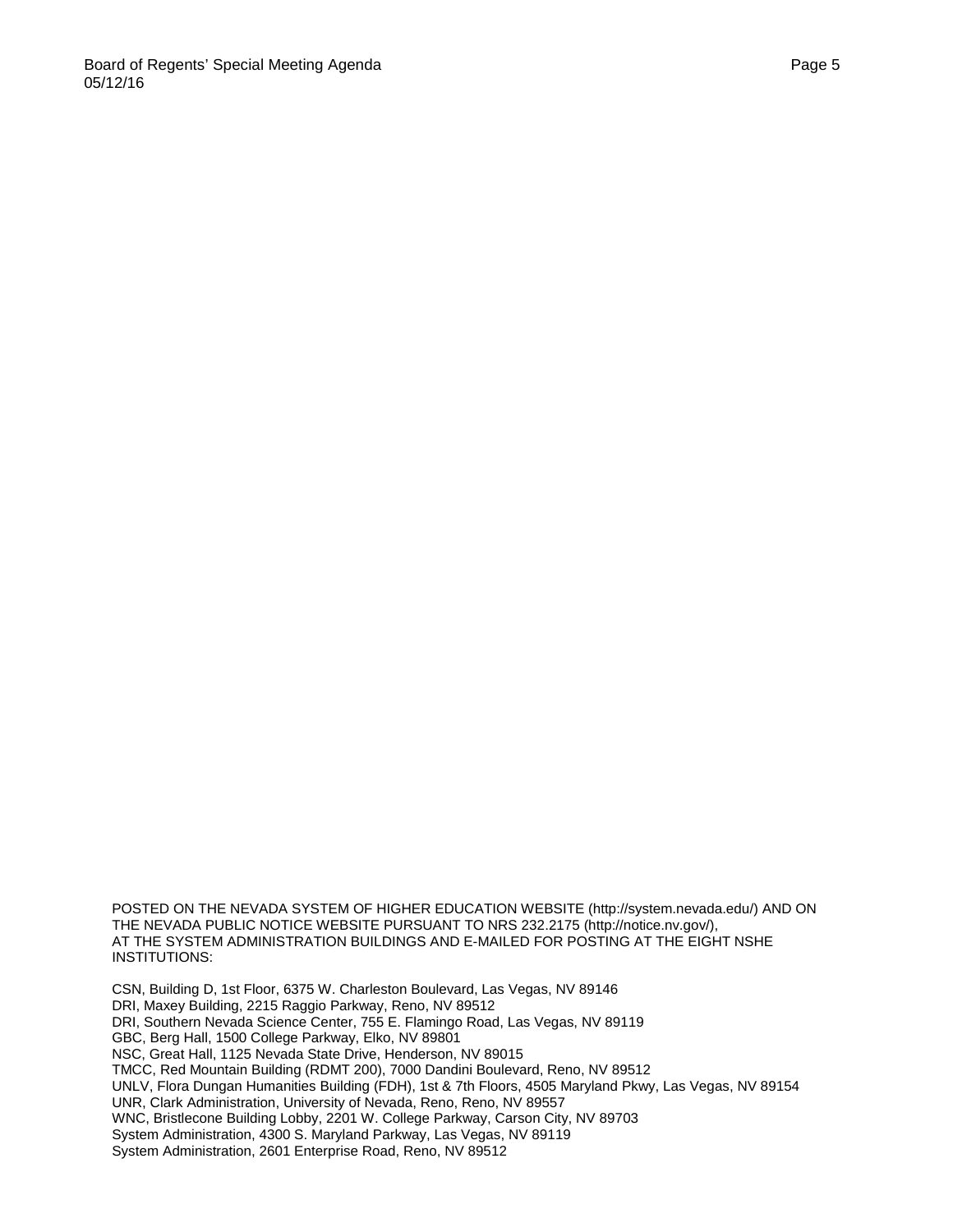POSTED ON THE NEVADA SYSTEM OF HIGHER EDUCATION WEBSITE (http://system.nevada.edu/) AND ON THE NEVADA PUBLIC NOTICE WEBSITE PURSUANT TO NRS 232.2175 (http://notice.nv.gov/), AT THE SYSTEM ADMINISTRATION BUILDINGS AND E-MAILED FOR POSTING AT THE EIGHT NSHE INSTITUTIONS:

CSN, Building D, 1st Floor, 6375 W. Charleston Boulevard, Las Vegas, NV 89146
DRI, Maxey Building, 2215 Raggio Parkway, Reno, NV 89512
DRI, Southern Nevada Science Center, 755 E. Flamingo Road, Las Vegas, NV 89119
GBC, Berg Hall, 1500 College Parkway, Elko, NV 89801
NSC, Great Hall, 1125 Nevada State Drive, Henderson, NV 89015
TMCC, Red Mountain Building (RDMT 200), 7000 Dandini Boulevard, Reno, NV 89512
UNLV, Flora Dungan Humanities Building (FDH), 1st & 7th Floors, 4505 Maryland Pkwy, Las Vegas, NV 89154
UNR, Clark Administration, University of Nevada, Reno, Reno, NV 89557
WNC, Bristlecone Building Lobby, 2201 W. College Parkway, Carson City, NV 89703
System Administration, 4300 S. Maryland Parkway, Las Vegas, NV 89119
System Administration, 2601 Enterprise Road, Reno, NV 89512